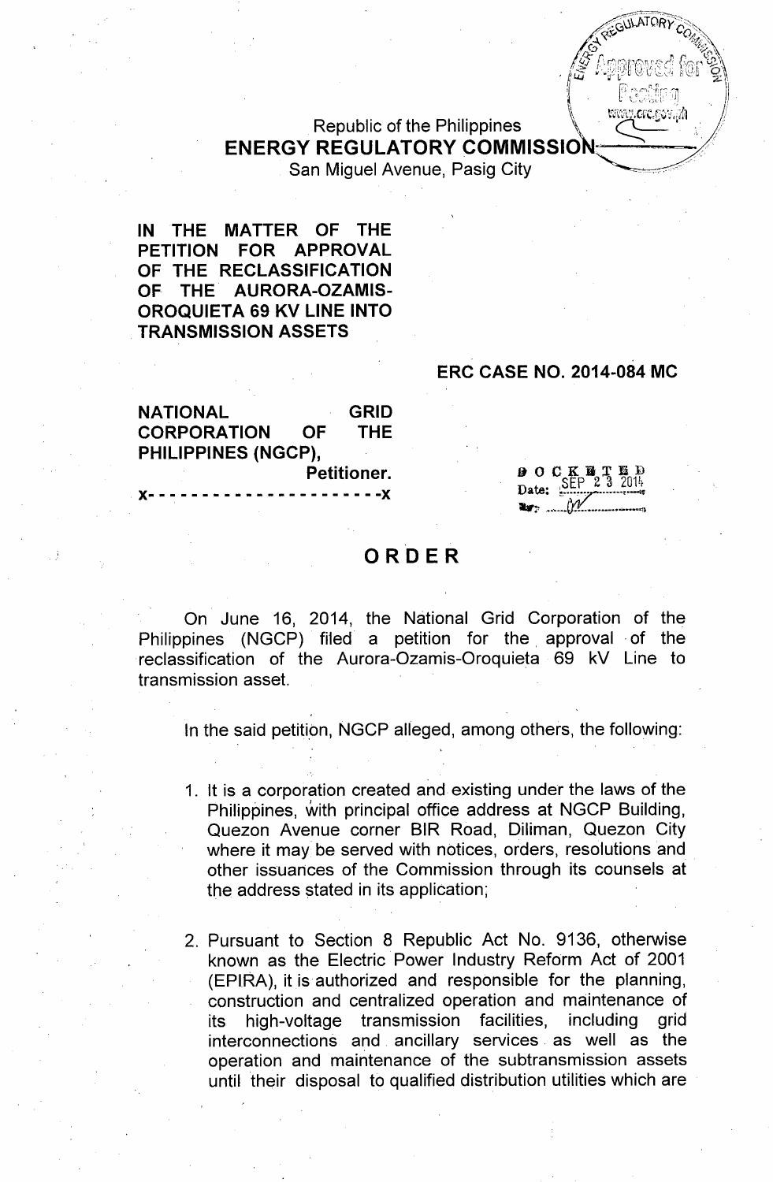Republic of the Philippines
**ENERGY REGULATORY COMMISSION**
San Miguel Avenue, Pasig City

**IN THE MATTER OF THE PETITION FOR APPROVAL OF THE RECLASSIFICATION OF THE AURORA-OZAMIS-OROQUIETA 69 KV LINE INTO TRANSMISSION ASSETS**

**ERC CASE NO. 2014-084 MC**

**NATIONAL GRID CORPORATION OF THE PHILIPPINES (NGCP),**
**Petitioner.**
x- - - - - - - - - - - - - - - - - - - - - -x

DOCKETED
Date: SEP 23 2014

# ORDER

On June 16, 2014, the National Grid Corporation of the Philippines (NGCP) filed a petition for the approval of the reclassification of the Aurora-Ozamis-Oroquieta 69 kV Line to transmission asset.

In the said petition, NGCP alleged, among others, the following:

1. It is a corporation created and existing under the laws of the Philippines, with principal office address at NGCP Building, Quezon Avenue corner BIR Road, Diliman, Quezon City where it may be served with notices, orders, resolutions and other issuances of the Commission through its counsels at the address stated in its application;

2. Pursuant to Section 8 Republic Act No. 9136, otherwise known as the Electric Power Industry Reform Act of 2001 (EPIRA), it is authorized and responsible for the planning, construction and centralized operation and maintenance of its high-voltage transmission facilities, including grid interconnections and ancillary services as well as the operation and maintenance of the subtransmission assets until their disposal to qualified distribution utilities which are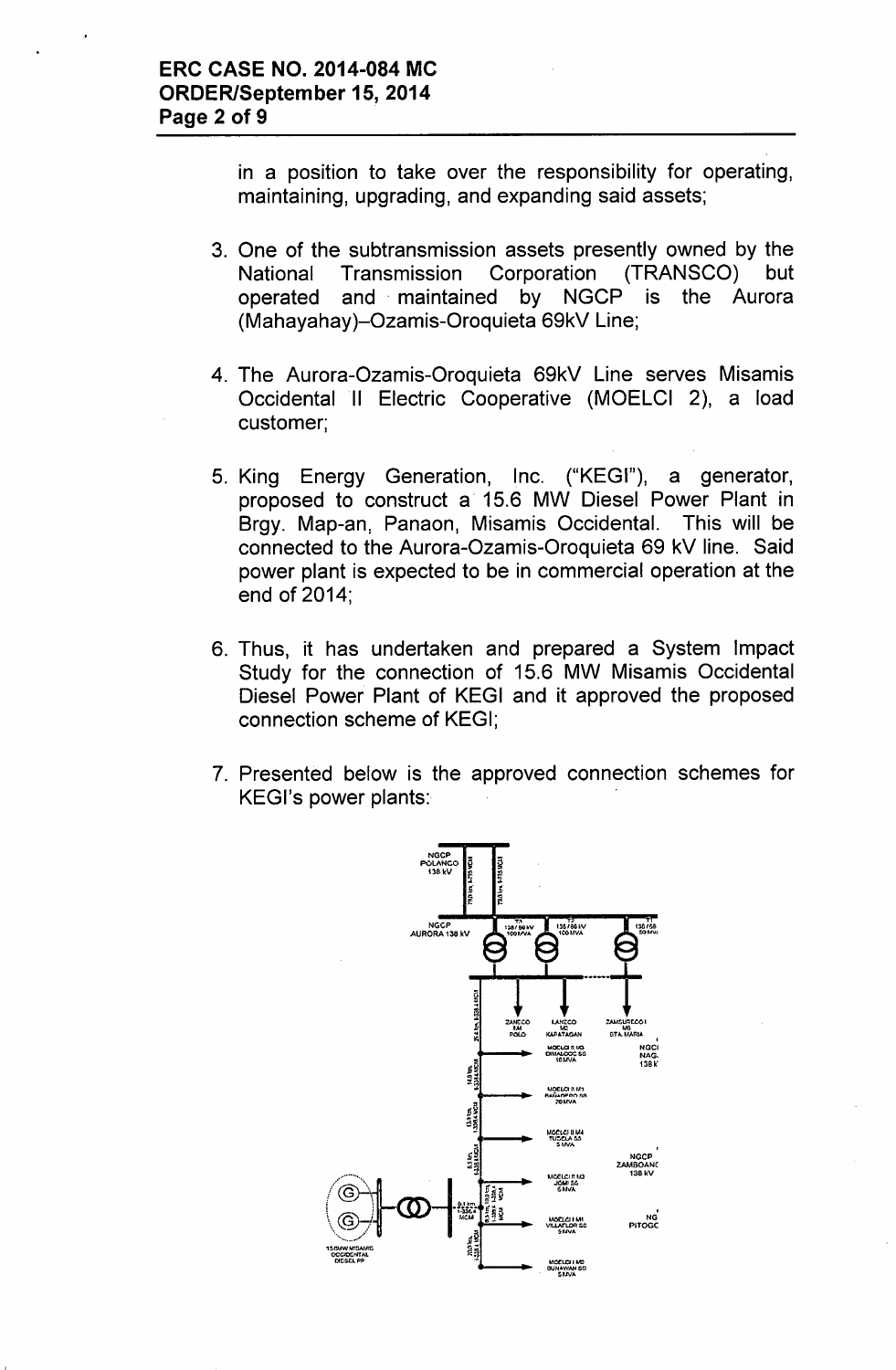in a position to take over the responsibility for operating, maintaining, upgrading, and expanding said assets;

3. One of the subtransmission assets presently owned by the National Transmission Corporation (TRANSCO) but operated and maintained by NGCP is the Aurora (Mahayahay)–Ozamis-Oroquieta 69kV Line;

4. The Aurora-Ozamis-Oroquieta 69kV Line serves Misamis Occidental II Electric Cooperative (MOELCI 2), a load customer;

5. King Energy Generation, Inc. ("KEGI"), a generator, proposed to construct a 15.6 MW Diesel Power Plant in Brgy. Map-an, Panaon, Misamis Occidental. This will be connected to the Aurora-Ozamis-Oroquieta 69 kV line. Said power plant is expected to be in commercial operation at the end of 2014;

6. Thus, it has undertaken and prepared a System Impact Study for the connection of 15.6 MW Misamis Occidental Diesel Power Plant of KEGI and it approved the proposed connection scheme of KEGI;

7. Presented below is the approved connection schemes for KEGI's power plants: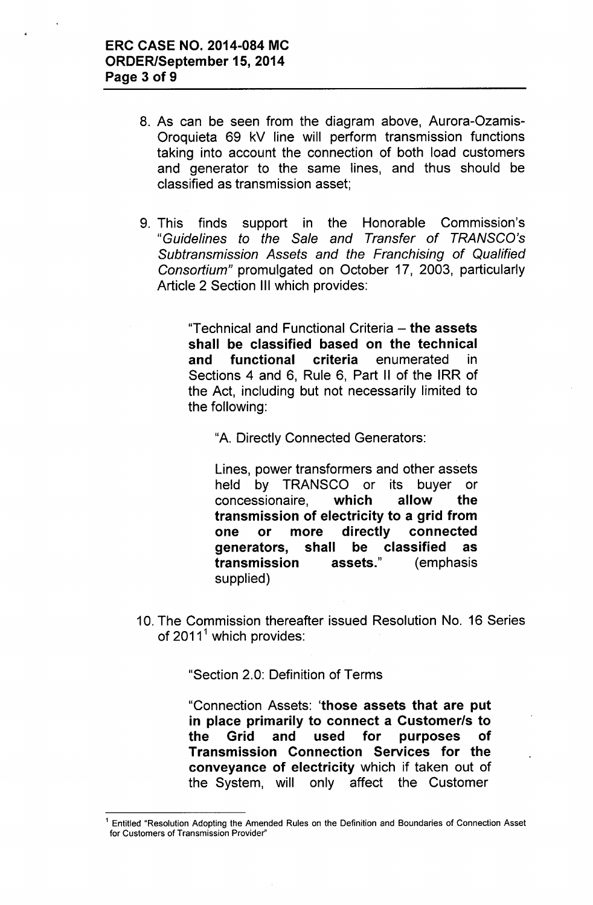8. As can be seen from the diagram above, Aurora-Ozamis-Oroquieta 69 kV line will perform transmission functions taking into account the connection of both load customers and generator to the same lines, and thus should be classified as transmission asset;

9. This finds support in the Honorable Commission's "*Guidelines to the Sale and Transfer of TRANSCO's Subtransmission Assets and the Franchising of Qualified Consortium*" promulgated on October 17, 2003, particularly Article 2 Section III which provides:

   > "Technical and Functional Criteria – **the assets shall be classified based on the technical and functional criteria** enumerated in Sections 4 and 6, Rule 6, Part II of the IRR of the Act, including but not necessarily limited to the following:
   >
   > > "A. Directly Connected Generators:
   > >
   > > Lines, power transformers and other assets held by TRANSCO or its buyer or concessionaire, **which allow the transmission of electricity to a grid from one or more directly connected generators, shall be classified as transmission assets.**" (emphasis supplied)

10. The Commission thereafter issued Resolution No. 16 Series of 2011[1] which provides:

    > "Section 2.0: Definition of Terms
    >
    > "Connection Assets: '**those assets that are put in place primarily to connect a Customer/s to the Grid and used for purposes of Transmission Connection Services for the conveyance of electricity** which if taken out of the System, will only affect the Customer

---

[1] Entitled "Resolution Adopting the Amended Rules on the Definition and Boundaries of Connection Asset for Customers of Transmission Provider"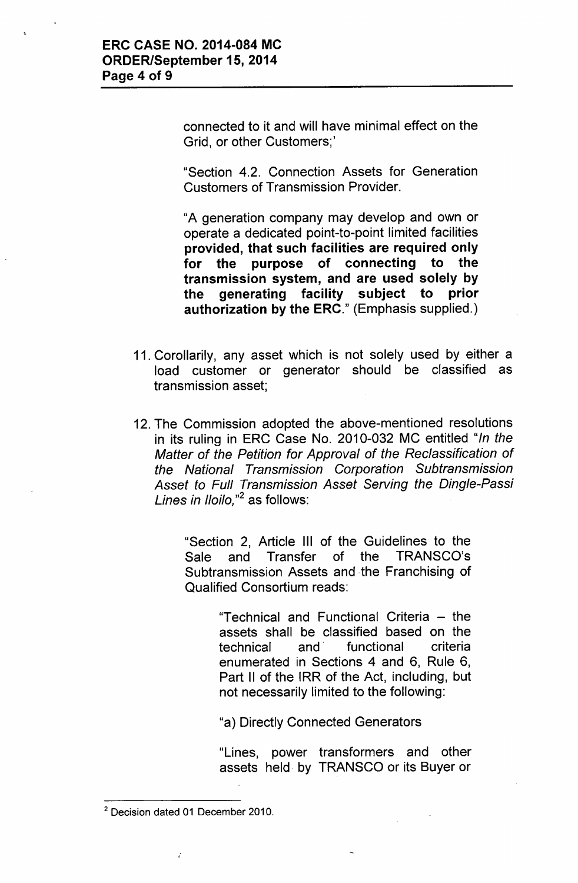connected to it and will have minimal effect on the Grid, or other Customers;'

"Section 4.2. Connection Assets for Generation Customers of Transmission Provider.

"A generation company may develop and own or operate a dedicated point-to-point limited facilities **provided, that such facilities are required only for the purpose of connecting to the transmission system, and are used solely by the generating facility subject to prior authorization by the ERC.**" (Emphasis supplied.)

11. Corollarily, any asset which is not solely used by either a load customer or generator should be classified as transmission asset;

12. The Commission adopted the above-mentioned resolutions in its ruling in ERC Case No. 2010-032 MC entitled "*In the Matter of the Petition for Approval of the Reclassification of the National Transmission Corporation Subtransmission Asset to Full Transmission Asset Serving the Dingle-Passi Lines in Iloilo,*"[2] as follows:

    "Section 2, Article III of the Guidelines to the Sale and Transfer of the TRANSCO's Subtransmission Assets and the Franchising of Qualified Consortium reads:

    > "Technical and Functional Criteria – the assets shall be classified based on the technical and functional criteria enumerated in Sections 4 and 6, Rule 6, Part II of the IRR of the Act, including, but not necessarily limited to the following:
    >
    > "a) Directly Connected Generators
    >
    > "Lines, power transformers and other assets held by TRANSCO or its Buyer or

---

[2] Decision dated 01 December 2010.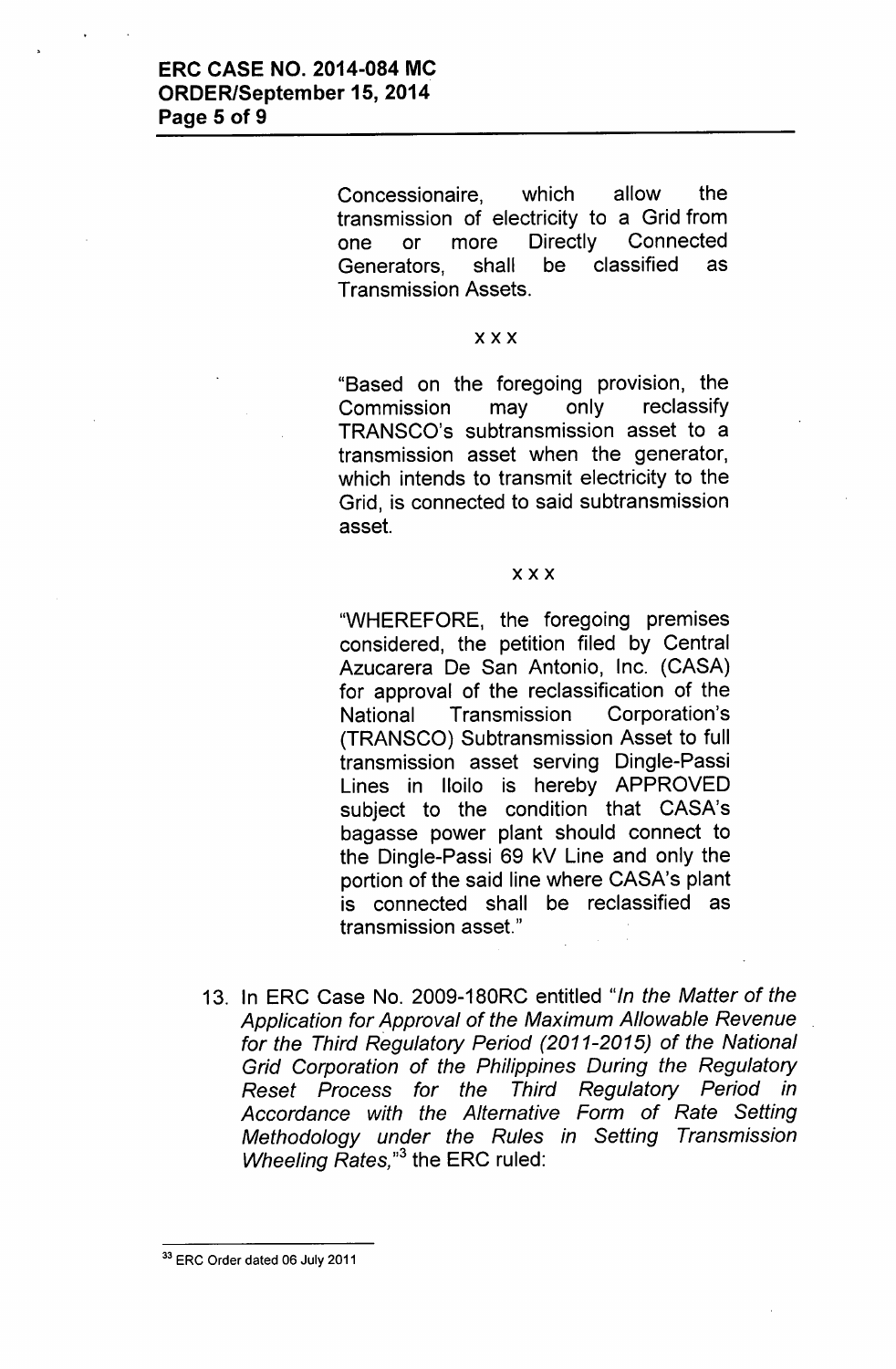Concessionaire, which allow the transmission of electricity to a Grid from one or more Directly Connected Generators, shall be classified as Transmission Assets.

x x x

"Based on the foregoing provision, the Commission may only reclassify TRANSCO's subtransmission asset to a transmission asset when the generator, which intends to transmit electricity to the Grid, is connected to said subtransmission asset.

x x x

"WHEREFORE, the foregoing premises considered, the petition filed by Central Azucarera De San Antonio, Inc. (CASA) for approval of the reclassification of the National Transmission Corporation's (TRANSCO) Subtransmission Asset to full transmission asset serving Dingle-Passi Lines in Iloilo is hereby APPROVED subject to the condition that CASA's bagasse power plant should connect to the Dingle-Passi 69 kV Line and only the portion of the said line where CASA's plant is connected shall be reclassified as transmission asset."

13. In ERC Case No. 2009-180RC entitled *"In the Matter of the Application for Approval of the Maximum Allowable Revenue for the Third Regulatory Period (2011-2015) of the National Grid Corporation of the Philippines During the Regulatory Reset Process for the Third Regulatory Period in Accordance with the Alternative Form of Rate Setting Methodology under the Rules in Setting Transmission Wheeling Rates,"*[3] the ERC ruled:

---

[33] ERC Order dated 06 July 2011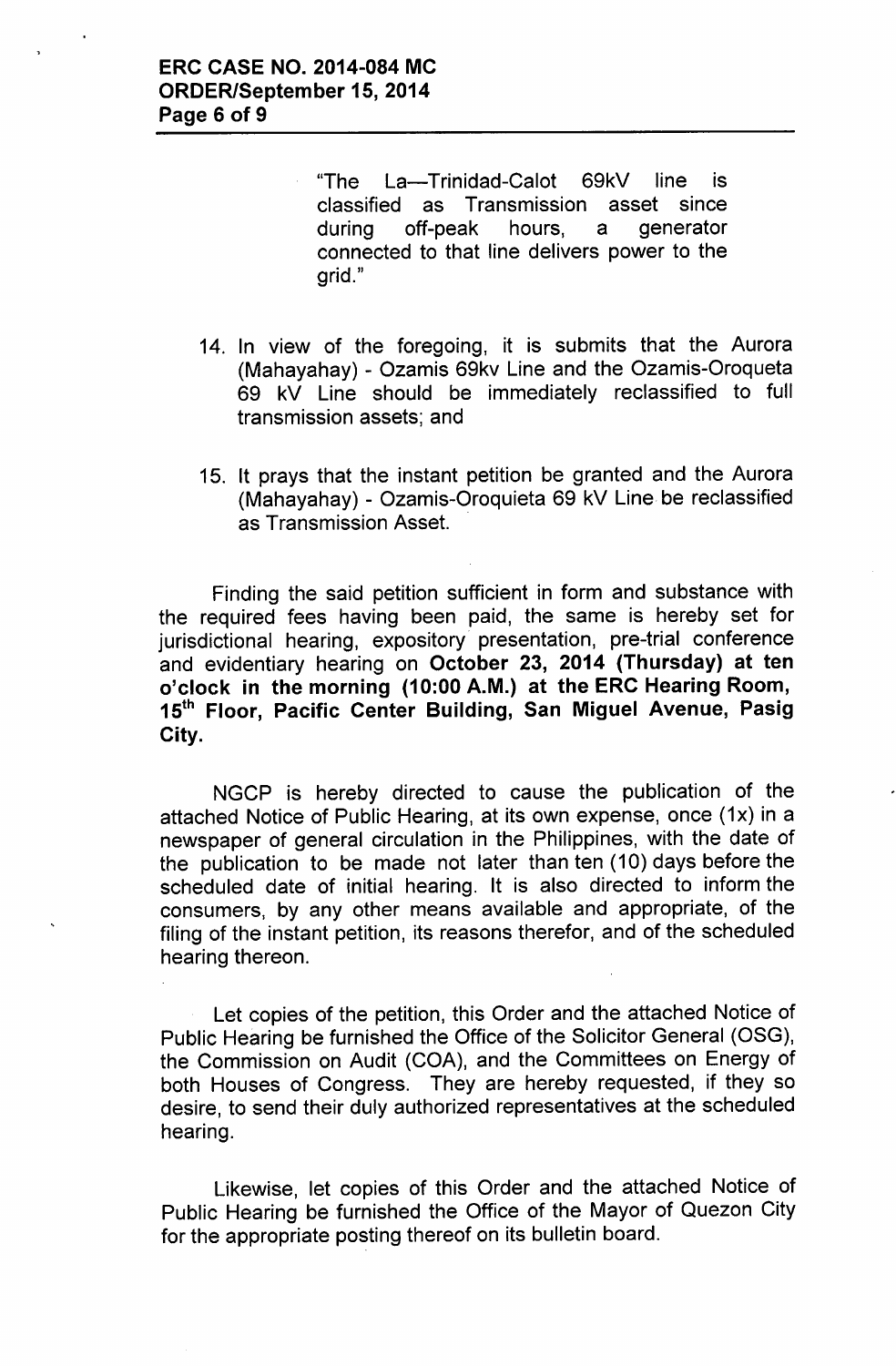"The La—Trinidad-Calot 69kV line is classified as Transmission asset since during off-peak hours, a generator connected to that line delivers power to the grid."

14. In view of the foregoing, it is submits that the Aurora (Mahayahay) - Ozamis 69kv Line and the Ozamis-Oroqueta 69 kV Line should be immediately reclassified to full transmission assets; and

15. It prays that the instant petition be granted and the Aurora (Mahayahay) - Ozamis-Oroquieta 69 kV Line be reclassified as Transmission Asset.

Finding the said petition sufficient in form and substance with the required fees having been paid, the same is hereby set for jurisdictional hearing, expository presentation, pre-trial conference and evidentiary hearing on **October 23, 2014 (Thursday) at ten o'clock in the morning (10:00 A.M.) at the ERC Hearing Room, 15th Floor, Pacific Center Building, San Miguel Avenue, Pasig City.**

NGCP is hereby directed to cause the publication of the attached Notice of Public Hearing, at its own expense, once (1x) in a newspaper of general circulation in the Philippines, with the date of the publication to be made not later than ten (10) days before the scheduled date of initial hearing. It is also directed to inform the consumers, by any other means available and appropriate, of the filing of the instant petition, its reasons therefor, and of the scheduled hearing thereon.

Let copies of the petition, this Order and the attached Notice of Public Hearing be furnished the Office of the Solicitor General (OSG), the Commission on Audit (COA), and the Committees on Energy of both Houses of Congress. They are hereby requested, if they so desire, to send their duly authorized representatives at the scheduled hearing.

Likewise, let copies of this Order and the attached Notice of Public Hearing be furnished the Office of the Mayor of Quezon City for the appropriate posting thereof on its bulletin board.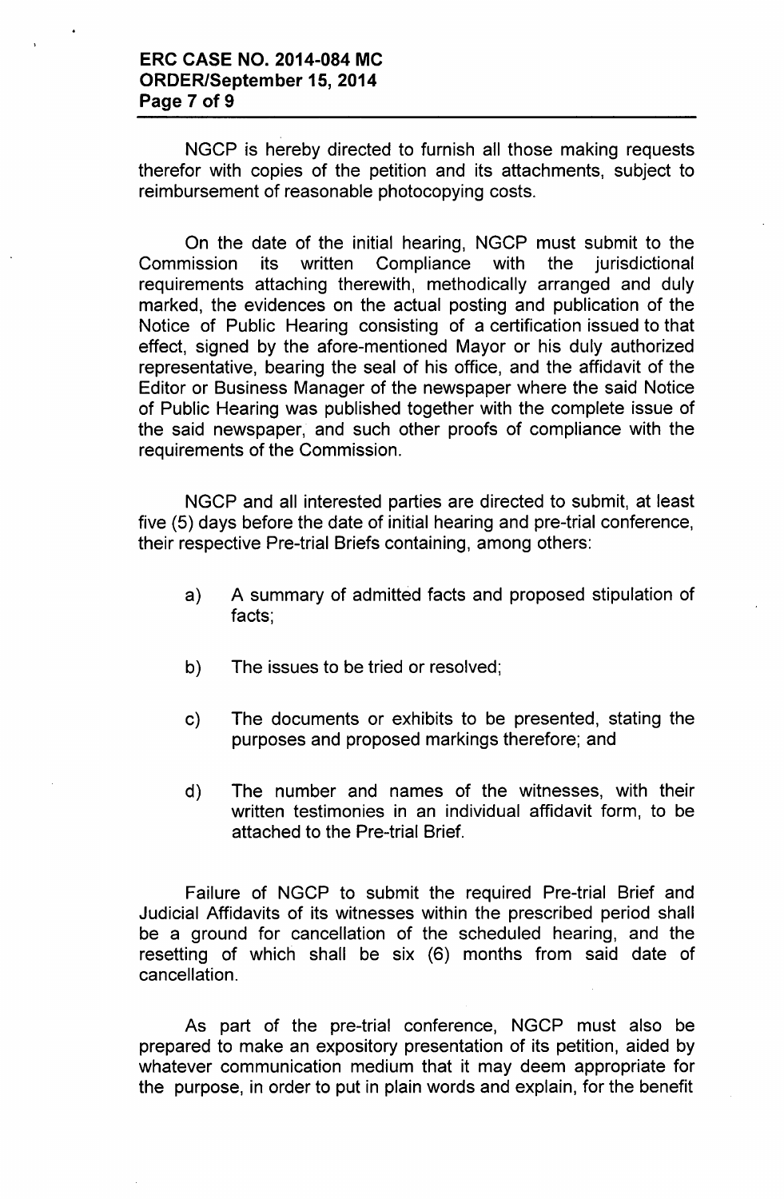NGCP is hereby directed to furnish all those making requests therefor with copies of the petition and its attachments, subject to reimbursement of reasonable photocopying costs.

On the date of the initial hearing, NGCP must submit to the Commission its written Compliance with the jurisdictional requirements attaching therewith, methodically arranged and duly marked, the evidences on the actual posting and publication of the Notice of Public Hearing consisting of a certification issued to that effect, signed by the afore-mentioned Mayor or his duly authorized representative, bearing the seal of his office, and the affidavit of the Editor or Business Manager of the newspaper where the said Notice of Public Hearing was published together with the complete issue of the said newspaper, and such other proofs of compliance with the requirements of the Commission.

NGCP and all interested parties are directed to submit, at least five (5) days before the date of initial hearing and pre-trial conference, their respective Pre-trial Briefs containing, among others:

a) A summary of admitted facts and proposed stipulation of facts;

b) The issues to be tried or resolved;

c) The documents or exhibits to be presented, stating the purposes and proposed markings therefore; and

d) The number and names of the witnesses, with their written testimonies in an individual affidavit form, to be attached to the Pre-trial Brief.

Failure of NGCP to submit the required Pre-trial Brief and Judicial Affidavits of its witnesses within the prescribed period shall be a ground for cancellation of the scheduled hearing, and the resetting of which shall be six (6) months from said date of cancellation.

As part of the pre-trial conference, NGCP must also be prepared to make an expository presentation of its petition, aided by whatever communication medium that it may deem appropriate for the purpose, in order to put in plain words and explain, for the benefit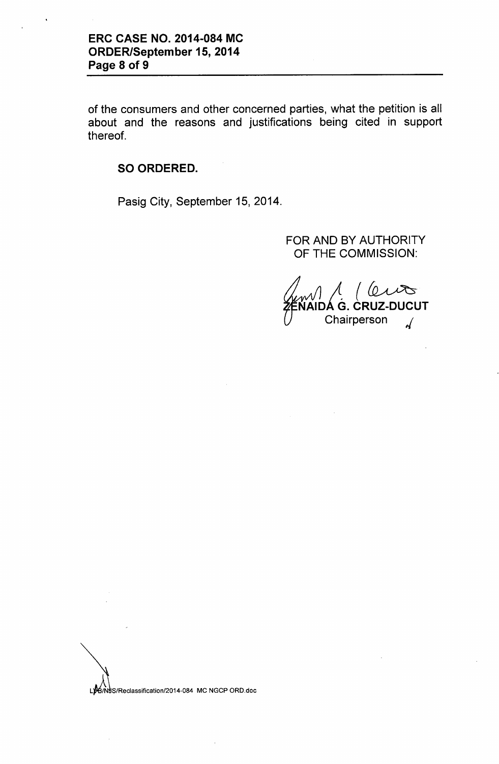of the consumers and other concerned parties, what the petition is all about and the reasons and justifications being cited in support thereof.

**SO ORDERED.**

Pasig City, September 15, 2014.

FOR AND BY AUTHORITY OF THE COMMISSION:

**ZENAIDA G. CRUZ-DUCUT**
Chairperson

LPB/NJS/Reclassification/2014-084 MC NGCP ORD.doc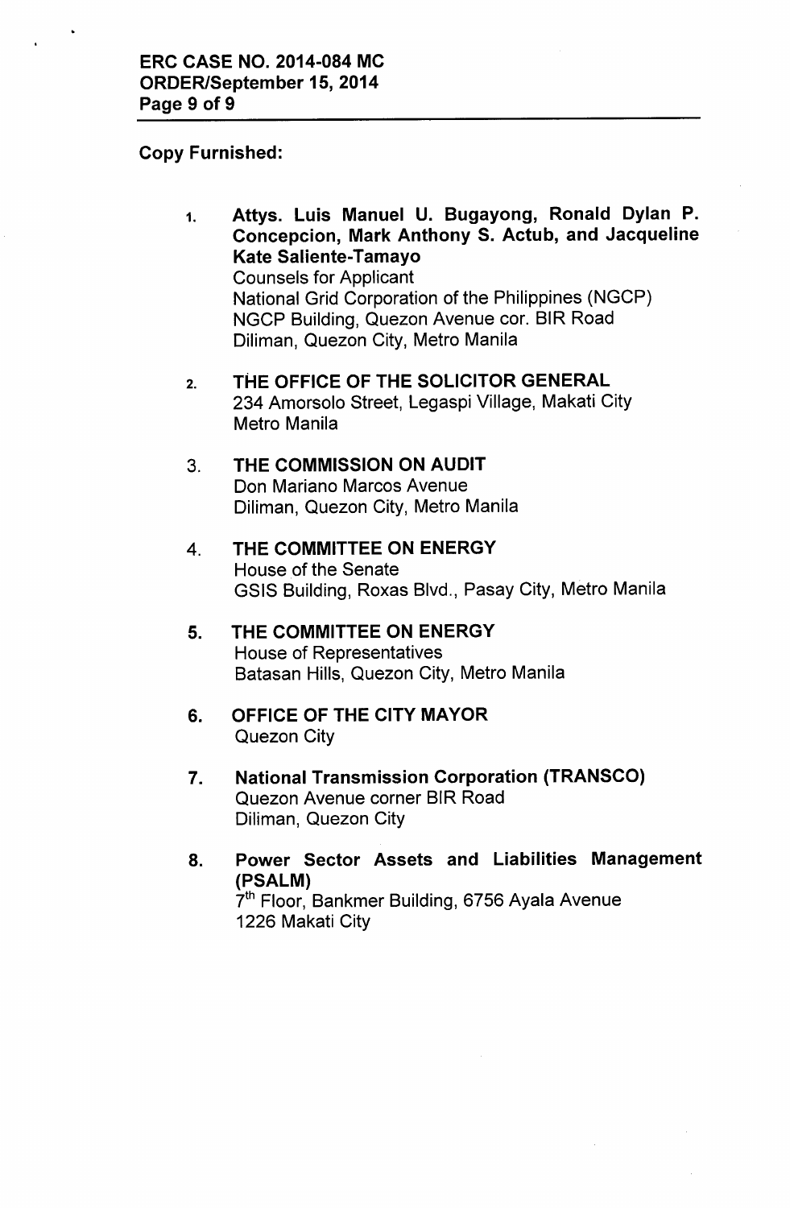**Copy Furnished:**

1. **Attys. Luis Manuel U. Bugayong, Ronald Dylan P. Concepcion, Mark Anthony S. Actub, and Jacqueline Kate Saliente-Tamayo**
   Counsels for Applicant
   National Grid Corporation of the Philippines (NGCP)
   NGCP Building, Quezon Avenue cor. BIR Road
   Diliman, Quezon City, Metro Manila

2. **THE OFFICE OF THE SOLICITOR GENERAL**
   234 Amorsolo Street, Legaspi Village, Makati City
   Metro Manila

3. **THE COMMISSION ON AUDIT**
   Don Mariano Marcos Avenue
   Diliman, Quezon City, Metro Manila

4. **THE COMMITTEE ON ENERGY**
   House of the Senate
   GSIS Building, Roxas Blvd., Pasay City, Metro Manila

5. **THE COMMITTEE ON ENERGY**
   House of Representatives
   Batasan Hills, Quezon City, Metro Manila

6. **OFFICE OF THE CITY MAYOR**
   Quezon City

7. **National Transmission Corporation (TRANSCO)**
   Quezon Avenue corner BIR Road
   Diliman, Quezon City

8. **Power Sector Assets and Liabilities Management (PSALM)**
   7th Floor, Bankmer Building, 6756 Ayala Avenue
   1226 Makati City